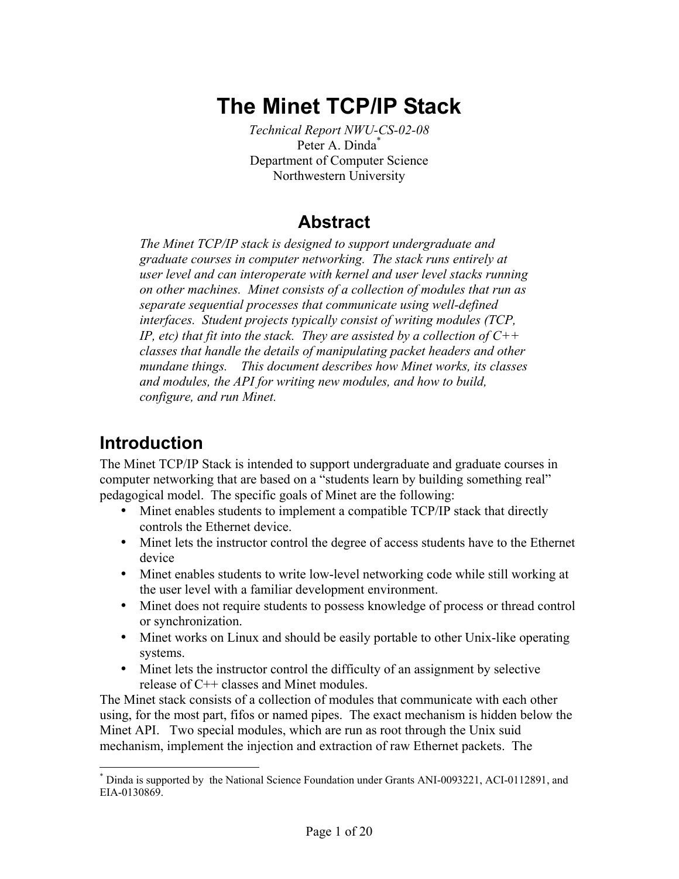# The Minet TCP/IP Stack

*Technical Report NWU-CS-02-08*
Peter A. Dinda*
Department of Computer Science
Northwestern University

## Abstract

*The Minet TCP/IP stack is designed to support undergraduate and graduate courses in computer networking. The stack runs entirely at user level and can interoperate with kernel and user level stacks running on other machines. Minet consists of a collection of modules that run as separate sequential processes that communicate using well-defined interfaces. Student projects typically consist of writing modules (TCP, IP, etc) that fit into the stack. They are assisted by a collection of C++ classes that handle the details of manipulating packet headers and other mundane things. This document describes how Minet works, its classes and modules, the API for writing new modules, and how to build, configure, and run Minet.*

## Introduction

The Minet TCP/IP Stack is intended to support undergraduate and graduate courses in computer networking that are based on a "students learn by building something real" pedagogical model. The specific goals of Minet are the following:

- Minet enables students to implement a compatible TCP/IP stack that directly controls the Ethernet device.
- Minet lets the instructor control the degree of access students have to the Ethernet device
- Minet enables students to write low-level networking code while still working at the user level with a familiar development environment.
- Minet does not require students to possess knowledge of process or thread control or synchronization.
- Minet works on Linux and should be easily portable to other Unix-like operating systems.
- Minet lets the instructor control the difficulty of an assignment by selective release of C++ classes and Minet modules.

The Minet stack consists of a collection of modules that communicate with each other using, for the most part, fifos or named pipes. The exact mechanism is hidden below the Minet API. Two special modules, which are run as root through the Unix suid mechanism, implement the injection and extraction of raw Ethernet packets. The

* Dinda is supported by the National Science Foundation under Grants ANI-0093221, ACI-0112891, and EIA-0130869.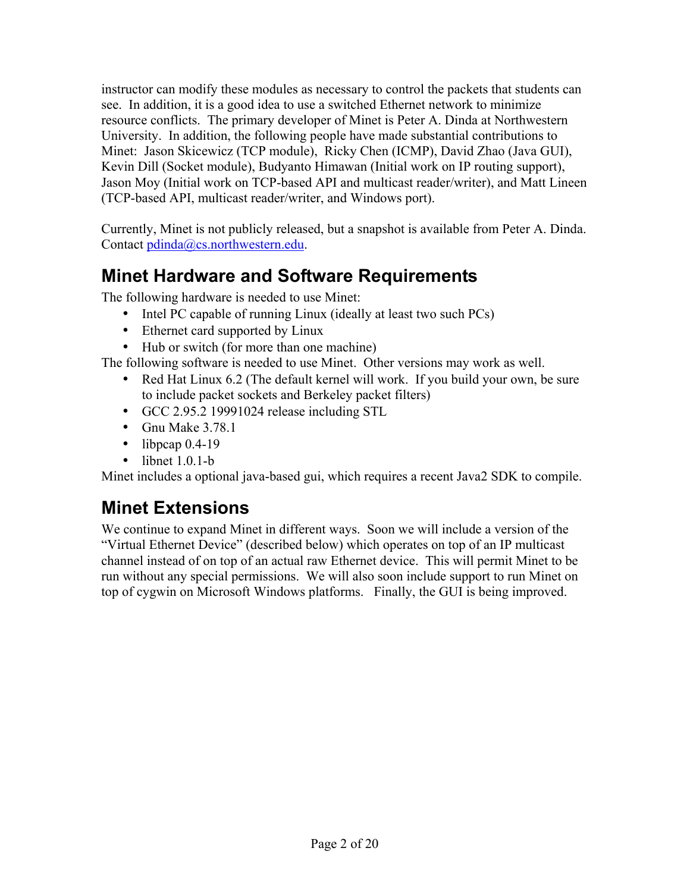instructor can modify these modules as necessary to control the packets that students can see. In addition, it is a good idea to use a switched Ethernet network to minimize resource conflicts. The primary developer of Minet is Peter A. Dinda at Northwestern University. In addition, the following people have made substantial contributions to Minet: Jason Skicewicz (TCP module), Ricky Chen (ICMP), David Zhao (Java GUI), Kevin Dill (Socket module), Budyanto Himawan (Initial work on IP routing support), Jason Moy (Initial work on TCP-based API and multicast reader/writer), and Matt Lineen (TCP-based API, multicast reader/writer, and Windows port).

Currently, Minet is not publicly released, but a snapshot is available from Peter A. Dinda. Contact pdinda@cs.northwestern.edu.

## Minet Hardware and Software Requirements

The following hardware is needed to use Minet:

- Intel PC capable of running Linux (ideally at least two such PCs)
- Ethernet card supported by Linux
- Hub or switch (for more than one machine)

The following software is needed to use Minet. Other versions may work as well.

- Red Hat Linux 6.2 (The default kernel will work. If you build your own, be sure to include packet sockets and Berkeley packet filters)
- GCC 2.95.2 19991024 release including STL
- Gnu Make 3.78.1
- libpcap 0.4-19
- libnet 1.0.1-b

Minet includes a optional java-based gui, which requires a recent Java2 SDK to compile.

## Minet Extensions

We continue to expand Minet in different ways. Soon we will include a version of the "Virtual Ethernet Device" (described below) which operates on top of an IP multicast channel instead of on top of an actual raw Ethernet device. This will permit Minet to be run without any special permissions. We will also soon include support to run Minet on top of cygwin on Microsoft Windows platforms. Finally, the GUI is being improved.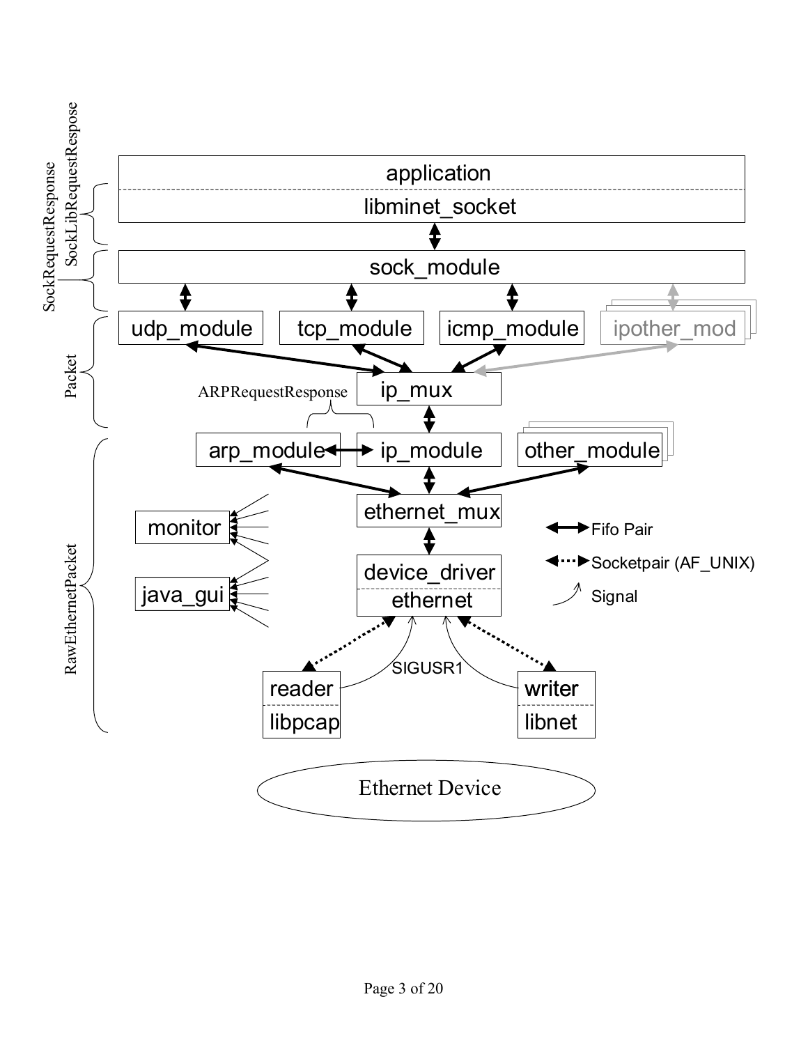SockRequestResponse

SockLibRequestRespose

application

libminet_socket

sock_module

Packet

udp_module

tcp_module

icmp_module

ipother_mod

ip_mux

ARPRequestResponse

arp_module

ip_module

other_module

RawEthernetPacket

ethernet_mux

monitor

java_gui

device_driver

ethernet

Fifo Pair

Socketpair (AF_UNIX)

Signal

SIGUSR1

reader

libpcap

writer

libnet

Ethernet Device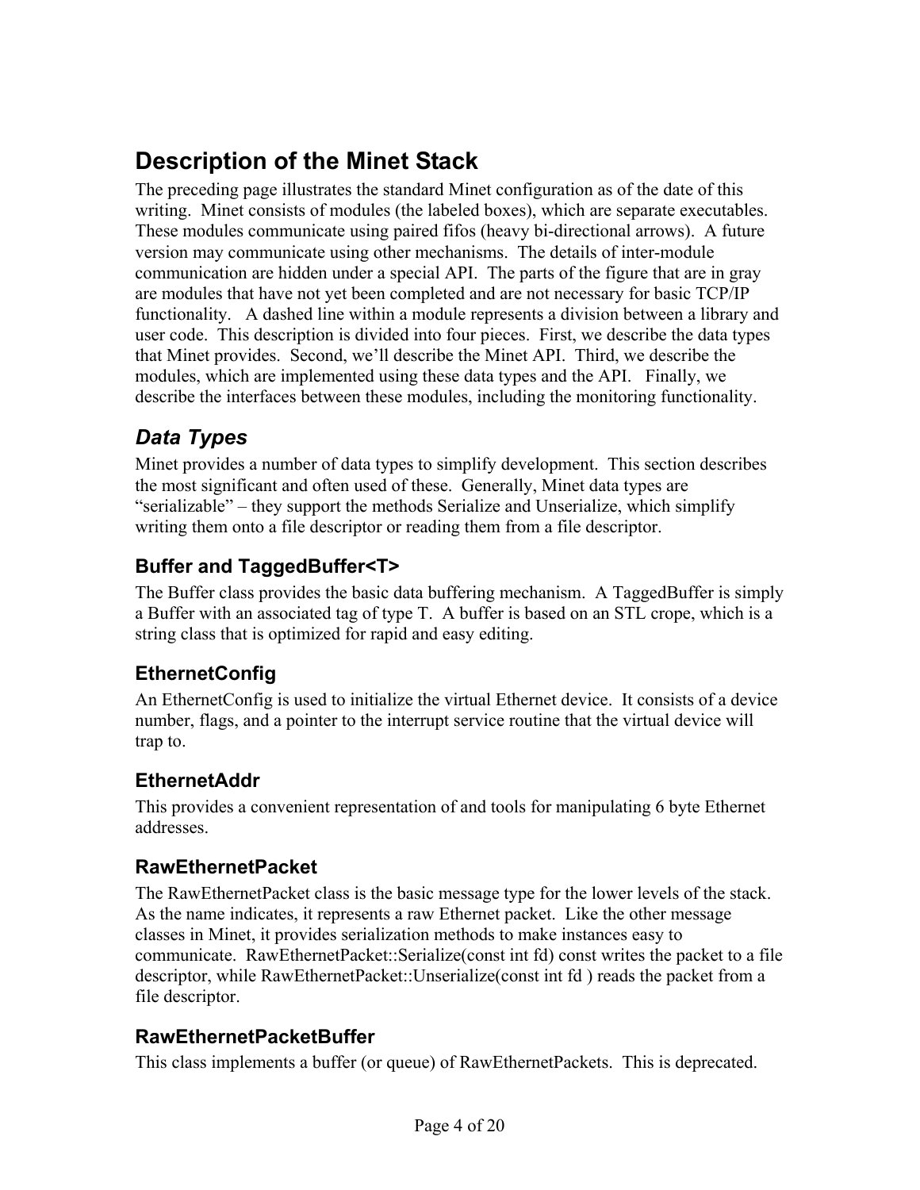# Description of the Minet Stack

The preceding page illustrates the standard Minet configuration as of the date of this writing. Minet consists of modules (the labeled boxes), which are separate executables. These modules communicate using paired fifos (heavy bi-directional arrows). A future version may communicate using other mechanisms. The details of inter-module communication are hidden under a special API. The parts of the figure that are in gray are modules that have not yet been completed and are not necessary for basic TCP/IP functionality. A dashed line within a module represents a division between a library and user code. This description is divided into four pieces. First, we describe the data types that Minet provides. Second, we'll describe the Minet API. Third, we describe the modules, which are implemented using these data types and the API. Finally, we describe the interfaces between these modules, including the monitoring functionality.

## *Data Types*

Minet provides a number of data types to simplify development. This section describes the most significant and often used of these. Generally, Minet data types are "serializable" – they support the methods Serialize and Unserialize, which simplify writing them onto a file descriptor or reading them from a file descriptor.

### Buffer and TaggedBuffer<T>

The Buffer class provides the basic data buffering mechanism. A TaggedBuffer is simply a Buffer with an associated tag of type T. A buffer is based on an STL crope, which is a string class that is optimized for rapid and easy editing.

### EthernetConfig

An EthernetConfig is used to initialize the virtual Ethernet device. It consists of a device number, flags, and a pointer to the interrupt service routine that the virtual device will trap to.

### EthernetAddr

This provides a convenient representation of and tools for manipulating 6 byte Ethernet addresses.

### RawEthernetPacket

The RawEthernetPacket class is the basic message type for the lower levels of the stack. As the name indicates, it represents a raw Ethernet packet. Like the other message classes in Minet, it provides serialization methods to make instances easy to communicate. RawEthernetPacket::Serialize(const int fd) const writes the packet to a file descriptor, while RawEthernetPacket::Unserialize(const int fd ) reads the packet from a file descriptor.

### RawEthernetPacketBuffer

This class implements a buffer (or queue) of RawEthernetPackets. This is deprecated.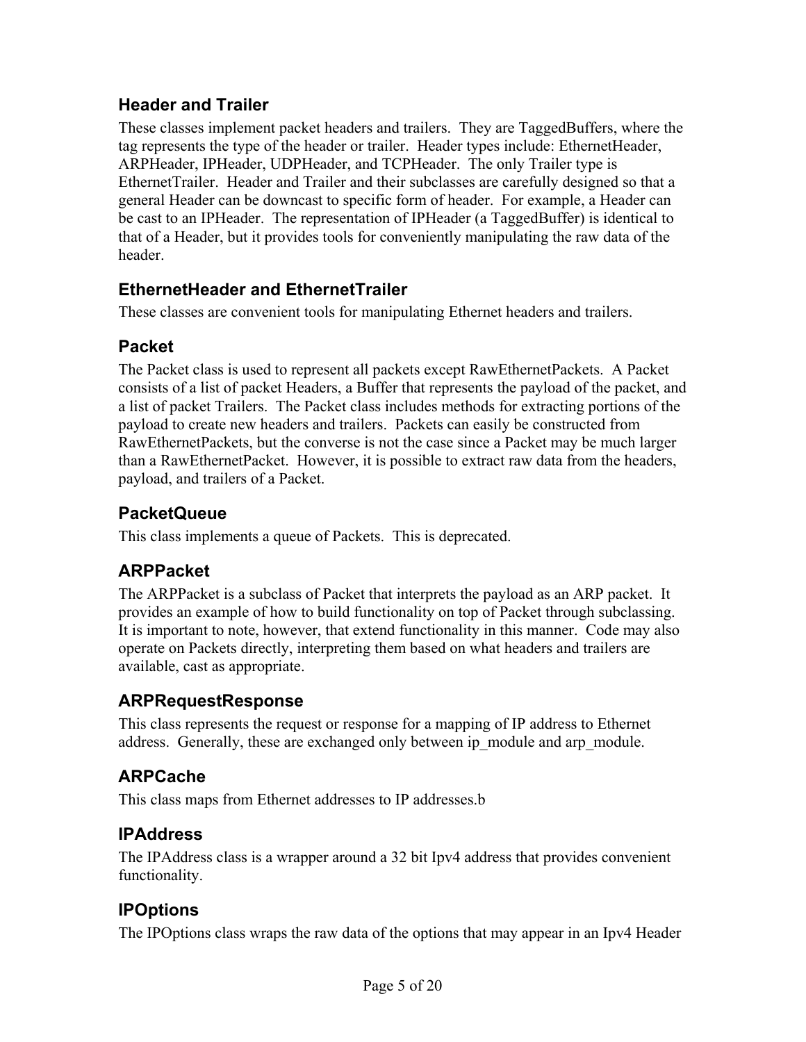## Header and Trailer

These classes implement packet headers and trailers. They are TaggedBuffers, where the tag represents the type of the header or trailer. Header types include: EthernetHeader, ARPHeader, IPHeader, UDPHeader, and TCPHeader. The only Trailer type is EthernetTrailer. Header and Trailer and their subclasses are carefully designed so that a general Header can be downcast to specific form of header. For example, a Header can be cast to an IPHeader. The representation of IPHeader (a TaggedBuffer) is identical to that of a Header, but it provides tools for conveniently manipulating the raw data of the header.

## EthernetHeader and EthernetTrailer

These classes are convenient tools for manipulating Ethernet headers and trailers.

## Packet

The Packet class is used to represent all packets except RawEthernetPackets. A Packet consists of a list of packet Headers, a Buffer that represents the payload of the packet, and a list of packet Trailers. The Packet class includes methods for extracting portions of the payload to create new headers and trailers. Packets can easily be constructed from RawEthernetPackets, but the converse is not the case since a Packet may be much larger than a RawEthernetPacket. However, it is possible to extract raw data from the headers, payload, and trailers of a Packet.

## PacketQueue

This class implements a queue of Packets. This is deprecated.

## ARPPacket

The ARPPacket is a subclass of Packet that interprets the payload as an ARP packet. It provides an example of how to build functionality on top of Packet through subclassing. It is important to note, however, that extend functionality in this manner. Code may also operate on Packets directly, interpreting them based on what headers and trailers are available, cast as appropriate.

## ARPRequestResponse

This class represents the request or response for a mapping of IP address to Ethernet address. Generally, these are exchanged only between ip_module and arp_module.

## ARPCache

This class maps from Ethernet addresses to IP addresses.b

## IPAddress

The IPAddress class is a wrapper around a 32 bit Ipv4 address that provides convenient functionality.

## IPOptions

The IPOptions class wraps the raw data of the options that may appear in an Ipv4 Header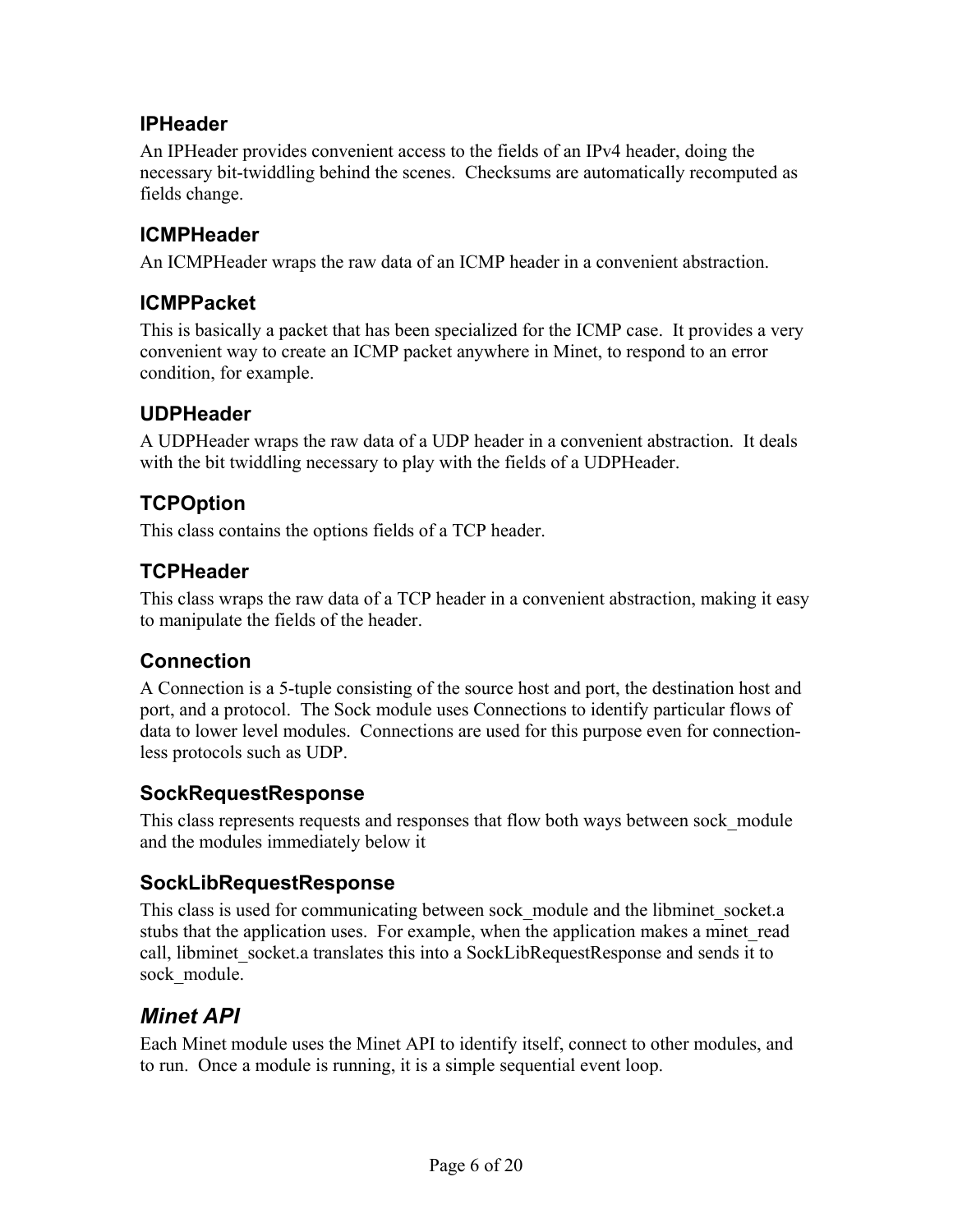### IPHeader

An IPHeader provides convenient access to the fields of an IPv4 header, doing the necessary bit-twiddling behind the scenes. Checksums are automatically recomputed as fields change.

### ICMPHeader

An ICMPHeader wraps the raw data of an ICMP header in a convenient abstraction.

### ICMPPacket

This is basically a packet that has been specialized for the ICMP case. It provides a very convenient way to create an ICMP packet anywhere in Minet, to respond to an error condition, for example.

### UDPHeader

A UDPHeader wraps the raw data of a UDP header in a convenient abstraction. It deals with the bit twiddling necessary to play with the fields of a UDPHeader.

### TCPOption

This class contains the options fields of a TCP header.

### TCPHeader

This class wraps the raw data of a TCP header in a convenient abstraction, making it easy to manipulate the fields of the header.

### Connection

A Connection is a 5-tuple consisting of the source host and port, the destination host and port, and a protocol. The Sock module uses Connections to identify particular flows of data to lower level modules. Connections are used for this purpose even for connection-less protocols such as UDP.

### SockRequestResponse

This class represents requests and responses that flow both ways between sock_module and the modules immediately below it

### SockLibRequestResponse

This class is used for communicating between sock_module and the libminet_socket.a stubs that the application uses. For example, when the application makes a minet_read call, libminet_socket.a translates this into a SockLibRequestResponse and sends it to sock_module.

## *Minet API*

Each Minet module uses the Minet API to identify itself, connect to other modules, and to run. Once a module is running, it is a simple sequential event loop.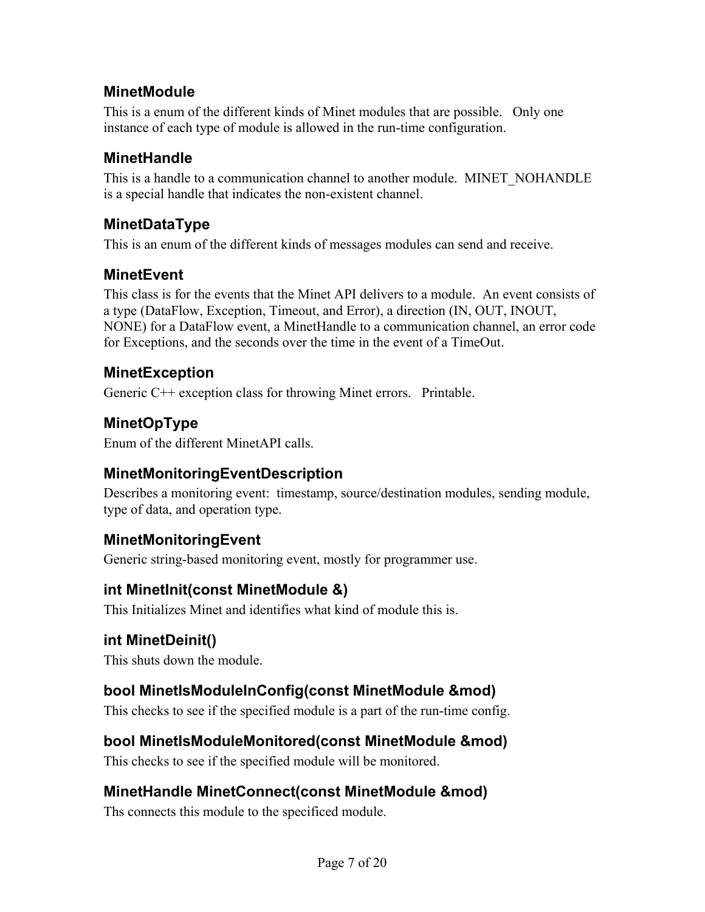### MinetModule

This is a enum of the different kinds of Minet modules that are possible.   Only one instance of each type of module is allowed in the run-time configuration.

### MinetHandle

This is a handle to a communication channel to another module.  MINET_NOHANDLE is a special handle that indicates the non-existent channel.

### MinetDataType

This is an enum of the different kinds of messages modules can send and receive.

### MinetEvent

This class is for the events that the Minet API delivers to a module.  An event consists of a type (DataFlow, Exception, Timeout, and Error), a direction (IN, OUT, INOUT, NONE) for a DataFlow event, a MinetHandle to a communication channel, an error code for Exceptions, and the seconds over the time in the event of a TimeOut.

### MinetException

Generic C++ exception class for throwing Minet errors.   Printable.

### MinetOpType

Enum of the different MinetAPI calls.

### MinetMonitoringEventDescription

Describes a monitoring event:  timestamp, source/destination modules, sending module, type of data, and operation type.

### MinetMonitoringEvent

Generic string-based monitoring event, mostly for programmer use.

### int MinetInit(const MinetModule &)

This Initializes Minet and identifies what kind of module this is.

### int MinetDeinit()

This shuts down the module.

### bool MinetIsModuleInConfig(const MinetModule &mod)

This checks to see if the specified module is a part of the run-time config.

### bool MinetIsModuleMonitored(const MinetModule &mod)

This checks to see if the specified module will be monitored.

### MinetHandle MinetConnect(const MinetModule &mod)

Ths connects this module to the specificed module.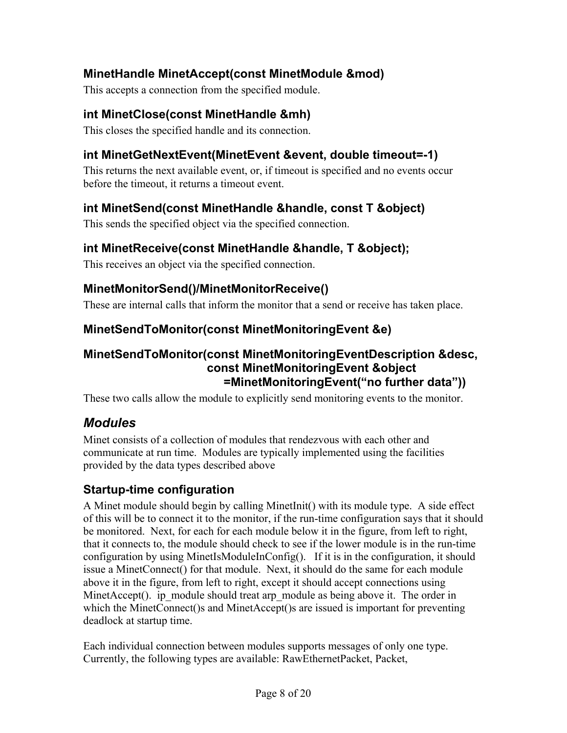### MinetHandle MinetAccept(const MinetModule &mod)

This accepts a connection from the specified module.

### int MinetClose(const MinetHandle &mh)

This closes the specified handle and its connection.

### int MinetGetNextEvent(MinetEvent &event, double timeout=-1)

This returns the next available event, or, if timeout is specified and no events occur before the timeout, it returns a timeout event.

### int MinetSend(const MinetHandle &handle, const T &object)

This sends the specified object via the specified connection.

### int MinetReceive(const MinetHandle &handle, T &object);

This receives an object via the specified connection.

### MinetMonitorSend()/MinetMonitorReceive()

These are internal calls that inform the monitor that a send or receive has taken place.

### MinetSendToMonitor(const MinetMonitoringEvent &e)

### MinetSendToMonitor(const MinetMonitoringEventDescription &desc, const MinetMonitoringEvent &object =MinetMonitoringEvent("no further data"))

These two calls allow the module to explicitly send monitoring events to the monitor.

## *Modules*

Minet consists of a collection of modules that rendezvous with each other and communicate at run time. Modules are typically implemented using the facilities provided by the data types described above

### Startup-time configuration

A Minet module should begin by calling MinetInit() with its module type. A side effect of this will be to connect it to the monitor, if the run-time configuration says that it should be monitored. Next, for each for each module below it in the figure, from left to right, that it connects to, the module should check to see if the lower module is in the run-time configuration by using MinetIsModuleInConfig(). If it is in the configuration, it should issue a MinetConnect() for that module. Next, it should do the same for each module above it in the figure, from left to right, except it should accept connections using MinetAccept(). ip_module should treat arp_module as being above it. The order in which the MinetConnect()s and MinetAccept()s are issued is important for preventing deadlock at startup time.

Each individual connection between modules supports messages of only one type. Currently, the following types are available: RawEthernetPacket, Packet,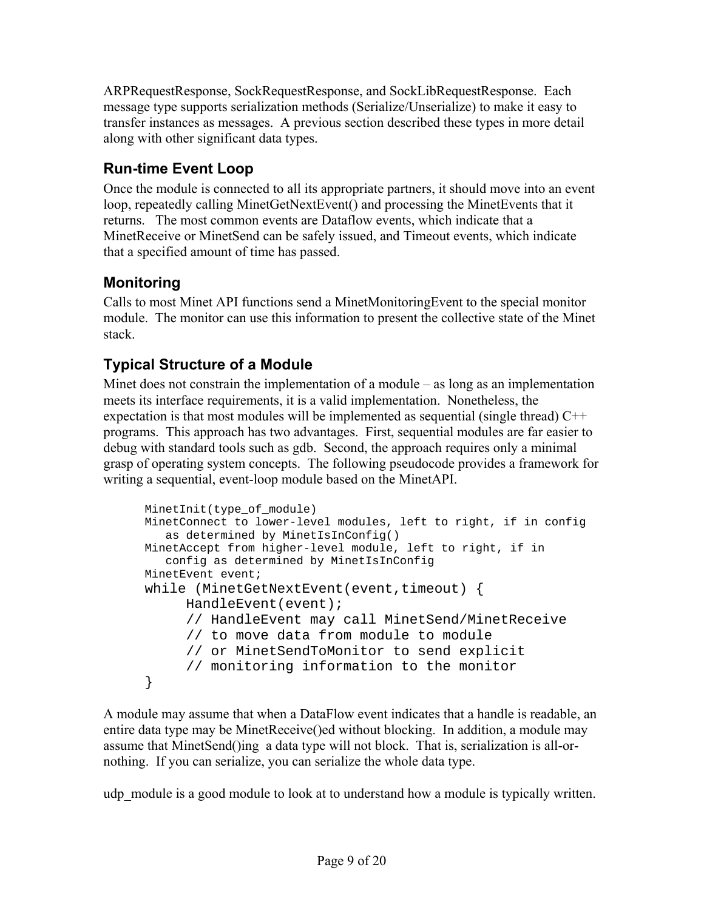ARPRequestResponse, SockRequestResponse, and SockLibRequestResponse. Each message type supports serialization methods (Serialize/Unserialize) to make it easy to transfer instances as messages. A previous section described these types in more detail along with other significant data types.

## Run-time Event Loop

Once the module is connected to all its appropriate partners, it should move into an event loop, repeatedly calling MinetGetNextEvent() and processing the MinetEvents that it returns. The most common events are Dataflow events, which indicate that a MinetReceive or MinetSend can be safely issued, and Timeout events, which indicate that a specified amount of time has passed.

## Monitoring

Calls to most Minet API functions send a MinetMonitoringEvent to the special monitor module. The monitor can use this information to present the collective state of the Minet stack.

## Typical Structure of a Module

Minet does not constrain the implementation of a module – as long as an implementation meets its interface requirements, it is a valid implementation. Nonetheless, the expectation is that most modules will be implemented as sequential (single thread) C++ programs. This approach has two advantages. First, sequential modules are far easier to debug with standard tools such as gdb. Second, the approach requires only a minimal grasp of operating system concepts. The following pseudocode provides a framework for writing a sequential, event-loop module based on the MinetAPI.

```
MinetInit(type_of_module)
MinetConnect to lower-level modules, left to right, if in config
   as determined by MinetIsInConfig()
MinetAccept from higher-level module, left to right, if in
   config as determined by MinetIsInConfig
MinetEvent event;
while (MinetGetNextEvent(event,timeout) {
     HandleEvent(event);
     // HandleEvent may call MinetSend/MinetReceive
     // to move data from module to module
     // or MinetSendToMonitor to send explicit
     // monitoring information to the monitor
}
```

A module may assume that when a DataFlow event indicates that a handle is readable, an entire data type may be MinetReceive()ed without blocking. In addition, a module may assume that MinetSend()ing a data type will not block. That is, serialization is all-or-nothing. If you can serialize, you can serialize the whole data type.

udp_module is a good module to look at to understand how a module is typically written.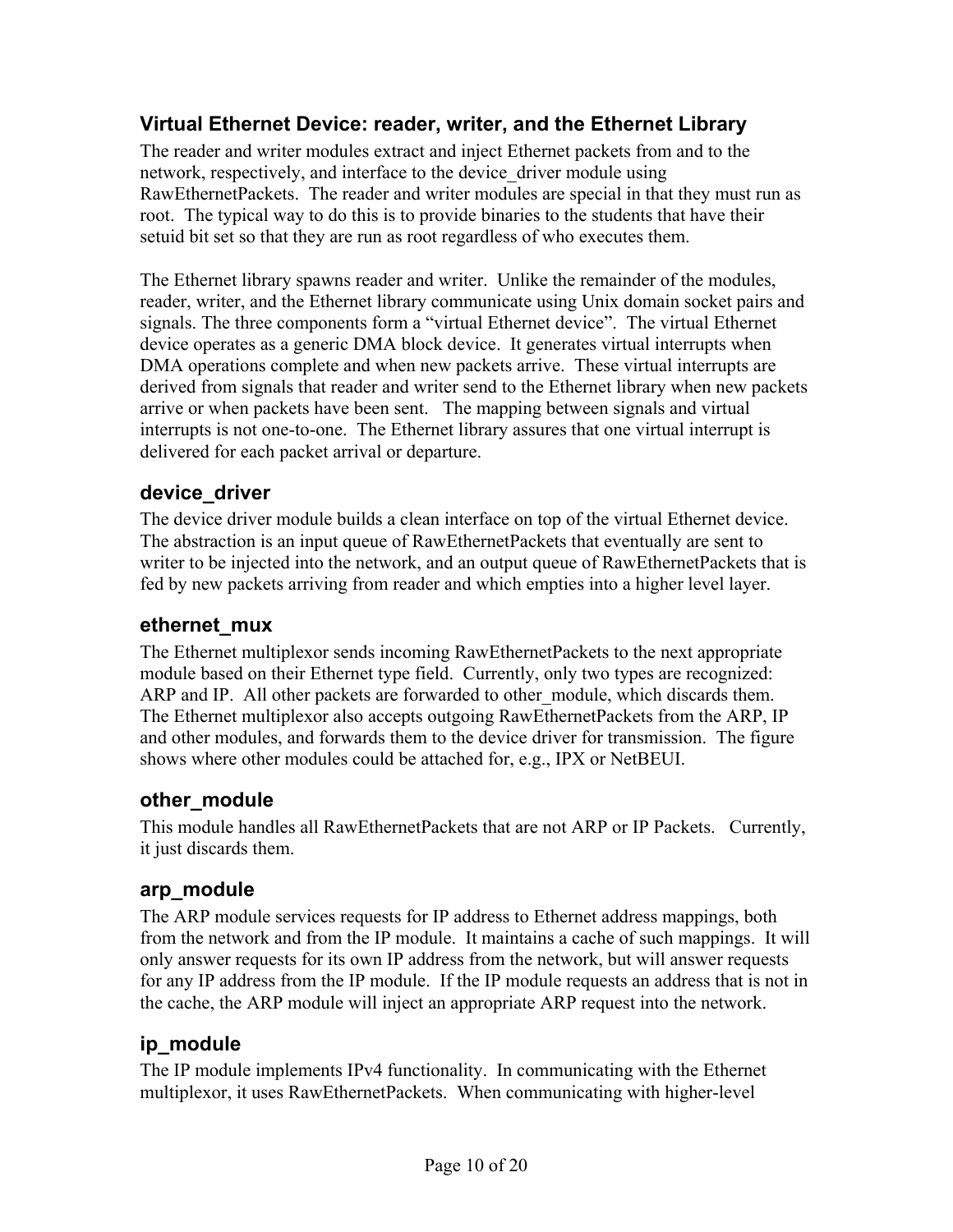## Virtual Ethernet Device: reader, writer, and the Ethernet Library

The reader and writer modules extract and inject Ethernet packets from and to the network, respectively, and interface to the device_driver module using RawEthernetPackets. The reader and writer modules are special in that they must run as root. The typical way to do this is to provide binaries to the students that have their setuid bit set so that they are run as root regardless of who executes them.

The Ethernet library spawns reader and writer. Unlike the remainder of the modules, reader, writer, and the Ethernet library communicate using Unix domain socket pairs and signals. The three components form a "virtual Ethernet device". The virtual Ethernet device operates as a generic DMA block device. It generates virtual interrupts when DMA operations complete and when new packets arrive. These virtual interrupts are derived from signals that reader and writer send to the Ethernet library when new packets arrive or when packets have been sent. The mapping between signals and virtual interrupts is not one-to-one. The Ethernet library assures that one virtual interrupt is delivered for each packet arrival or departure.

## device_driver

The device driver module builds a clean interface on top of the virtual Ethernet device. The abstraction is an input queue of RawEthernetPackets that eventually are sent to writer to be injected into the network, and an output queue of RawEthernetPackets that is fed by new packets arriving from reader and which empties into a higher level layer.

## ethernet_mux

The Ethernet multiplexor sends incoming RawEthernetPackets to the next appropriate module based on their Ethernet type field. Currently, only two types are recognized: ARP and IP. All other packets are forwarded to other_module, which discards them. The Ethernet multiplexor also accepts outgoing RawEthernetPackets from the ARP, IP and other modules, and forwards them to the device driver for transmission. The figure shows where other modules could be attached for, e.g., IPX or NetBEUI.

## other_module

This module handles all RawEthernetPackets that are not ARP or IP Packets. Currently, it just discards them.

## arp_module

The ARP module services requests for IP address to Ethernet address mappings, both from the network and from the IP module. It maintains a cache of such mappings. It will only answer requests for its own IP address from the network, but will answer requests for any IP address from the IP module. If the IP module requests an address that is not in the cache, the ARP module will inject an appropriate ARP request into the network.

## ip_module

The IP module implements IPv4 functionality. In communicating with the Ethernet multiplexor, it uses RawEthernetPackets. When communicating with higher-level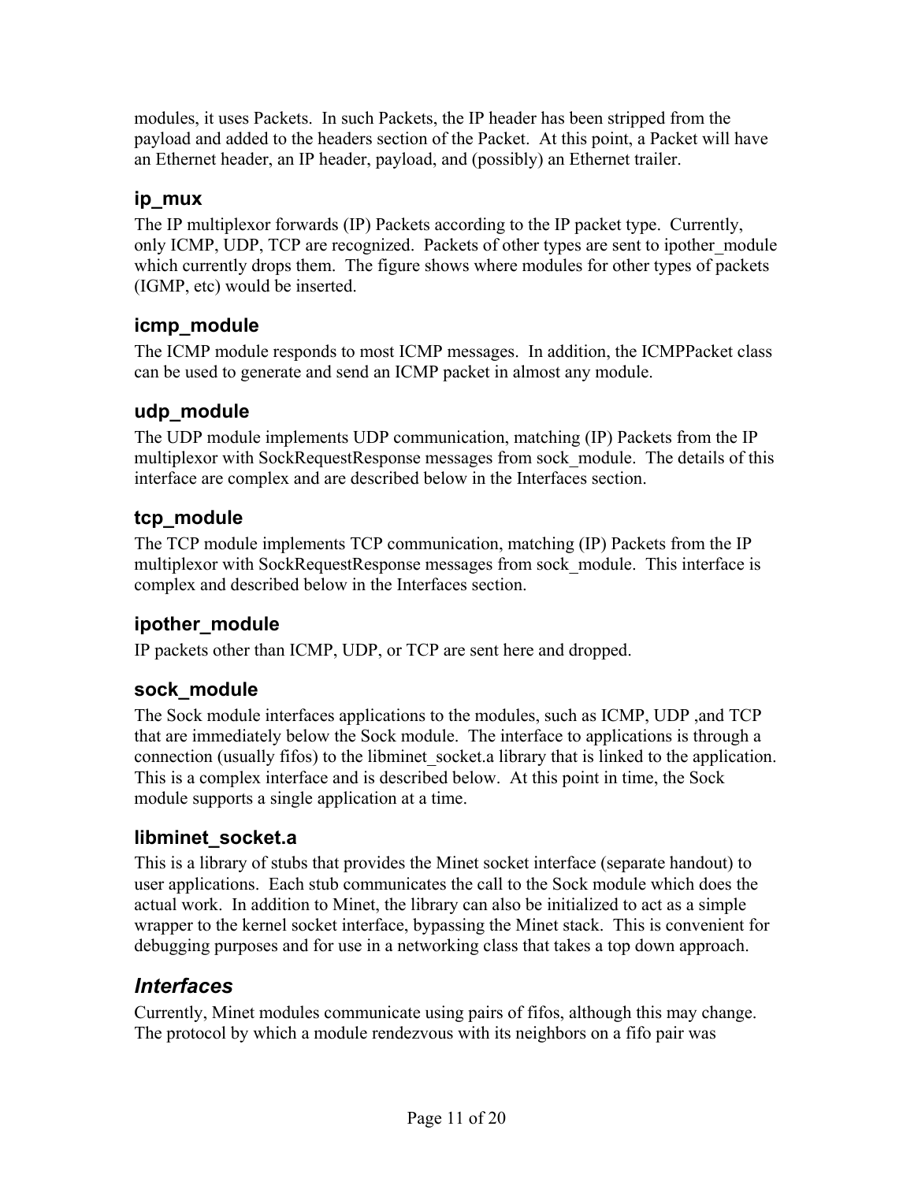modules, it uses Packets. In such Packets, the IP header has been stripped from the payload and added to the headers section of the Packet. At this point, a Packet will have an Ethernet header, an IP header, payload, and (possibly) an Ethernet trailer.

### ip_mux

The IP multiplexor forwards (IP) Packets according to the IP packet type. Currently, only ICMP, UDP, TCP are recognized. Packets of other types are sent to ipother_module which currently drops them. The figure shows where modules for other types of packets (IGMP, etc) would be inserted.

### icmp_module

The ICMP module responds to most ICMP messages. In addition, the ICMPPacket class can be used to generate and send an ICMP packet in almost any module.

### udp_module

The UDP module implements UDP communication, matching (IP) Packets from the IP multiplexor with SockRequestResponse messages from sock_module. The details of this interface are complex and are described below in the Interfaces section.

### tcp_module

The TCP module implements TCP communication, matching (IP) Packets from the IP multiplexor with SockRequestResponse messages from sock_module. This interface is complex and described below in the Interfaces section.

### ipother_module

IP packets other than ICMP, UDP, or TCP are sent here and dropped.

### sock_module

The Sock module interfaces applications to the modules, such as ICMP, UDP ,and TCP that are immediately below the Sock module. The interface to applications is through a connection (usually fifos) to the libminet_socket.a library that is linked to the application. This is a complex interface and is described below. At this point in time, the Sock module supports a single application at a time.

### libminet_socket.a

This is a library of stubs that provides the Minet socket interface (separate handout) to user applications. Each stub communicates the call to the Sock module which does the actual work. In addition to Minet, the library can also be initialized to act as a simple wrapper to the kernel socket interface, bypassing the Minet stack. This is convenient for debugging purposes and for use in a networking class that takes a top down approach.

## *Interfaces*

Currently, Minet modules communicate using pairs of fifos, although this may change. The protocol by which a module rendezvous with its neighbors on a fifo pair was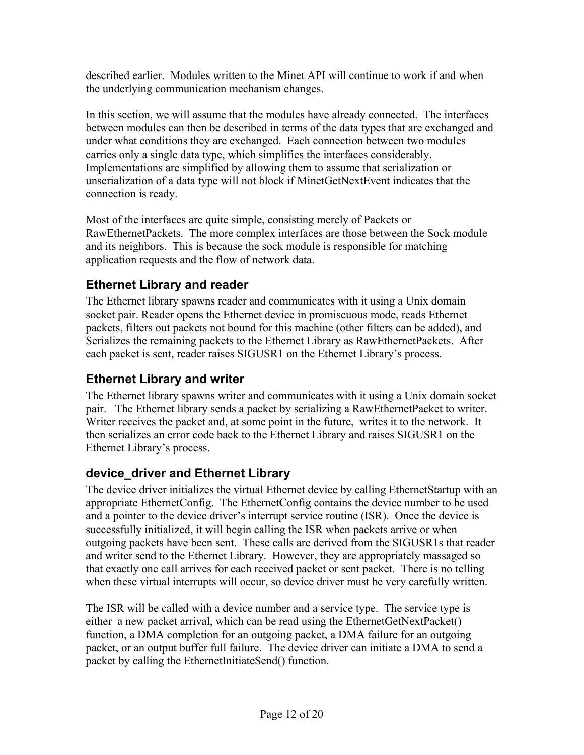described earlier. Modules written to the Minet API will continue to work if and when the underlying communication mechanism changes.

In this section, we will assume that the modules have already connected. The interfaces between modules can then be described in terms of the data types that are exchanged and under what conditions they are exchanged. Each connection between two modules carries only a single data type, which simplifies the interfaces considerably. Implementations are simplified by allowing them to assume that serialization or unserialization of a data type will not block if MinetGetNextEvent indicates that the connection is ready.

Most of the interfaces are quite simple, consisting merely of Packets or RawEthernetPackets. The more complex interfaces are those between the Sock module and its neighbors. This is because the sock module is responsible for matching application requests and the flow of network data.

## Ethernet Library and reader

The Ethernet library spawns reader and communicates with it using a Unix domain socket pair. Reader opens the Ethernet device in promiscuous mode, reads Ethernet packets, filters out packets not bound for this machine (other filters can be added), and Serializes the remaining packets to the Ethernet Library as RawEthernetPackets. After each packet is sent, reader raises SIGUSR1 on the Ethernet Library's process.

## Ethernet Library and writer

The Ethernet library spawns writer and communicates with it using a Unix domain socket pair. The Ethernet library sends a packet by serializing a RawEthernetPacket to writer. Writer receives the packet and, at some point in the future, writes it to the network. It then serializes an error code back to the Ethernet Library and raises SIGUSR1 on the Ethernet Library's process.

## device_driver and Ethernet Library

The device driver initializes the virtual Ethernet device by calling EthernetStartup with an appropriate EthernetConfig. The EthernetConfig contains the device number to be used and a pointer to the device driver's interrupt service routine (ISR). Once the device is successfully initialized, it will begin calling the ISR when packets arrive or when outgoing packets have been sent. These calls are derived from the SIGUSR1s that reader and writer send to the Ethernet Library. However, they are appropriately massaged so that exactly one call arrives for each received packet or sent packet. There is no telling when these virtual interrupts will occur, so device driver must be very carefully written.

The ISR will be called with a device number and a service type. The service type is either a new packet arrival, which can be read using the EthernetGetNextPacket() function, a DMA completion for an outgoing packet, a DMA failure for an outgoing packet, or an output buffer full failure. The device driver can initiate a DMA to send a packet by calling the EthernetInitiateSend() function.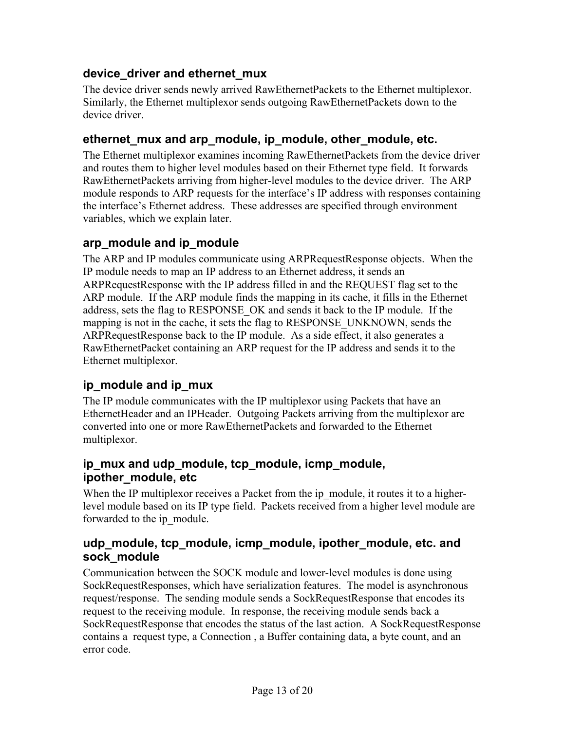### device_driver and ethernet_mux

The device driver sends newly arrived RawEthernetPackets to the Ethernet multiplexor. Similarly, the Ethernet multiplexor sends outgoing RawEthernetPackets down to the device driver.

### ethernet_mux and arp_module, ip_module, other_module, etc.

The Ethernet multiplexor examines incoming RawEthernetPackets from the device driver and routes them to higher level modules based on their Ethernet type field. It forwards RawEthernetPackets arriving from higher-level modules to the device driver. The ARP module responds to ARP requests for the interface's IP address with responses containing the interface's Ethernet address. These addresses are specified through environment variables, which we explain later.

### arp_module and ip_module

The ARP and IP modules communicate using ARPRequestResponse objects. When the IP module needs to map an IP address to an Ethernet address, it sends an ARPRequestResponse with the IP address filled in and the REQUEST flag set to the ARP module. If the ARP module finds the mapping in its cache, it fills in the Ethernet address, sets the flag to RESPONSE_OK and sends it back to the IP module. If the mapping is not in the cache, it sets the flag to RESPONSE_UNKNOWN, sends the ARPRequestResponse back to the IP module. As a side effect, it also generates a RawEthernetPacket containing an ARP request for the IP address and sends it to the Ethernet multiplexor.

### ip_module and ip_mux

The IP module communicates with the IP multiplexor using Packets that have an EthernetHeader and an IPHeader. Outgoing Packets arriving from the multiplexor are converted into one or more RawEthernetPackets and forwarded to the Ethernet multiplexor.

### ip_mux and udp_module, tcp_module, icmp_module, ipother_module, etc

When the IP multiplexor receives a Packet from the ip_module, it routes it to a higher-level module based on its IP type field. Packets received from a higher level module are forwarded to the ip_module.

### udp_module, tcp_module, icmp_module, ipother_module, etc. and sock_module

Communication between the SOCK module and lower-level modules is done using SockRequestResponses, which have serialization features. The model is asynchronous request/response. The sending module sends a SockRequestResponse that encodes its request to the receiving module. In response, the receiving module sends back a SockRequestResponse that encodes the status of the last action. A SockRequestResponse contains a request type, a Connection , a Buffer containing data, a byte count, and an error code.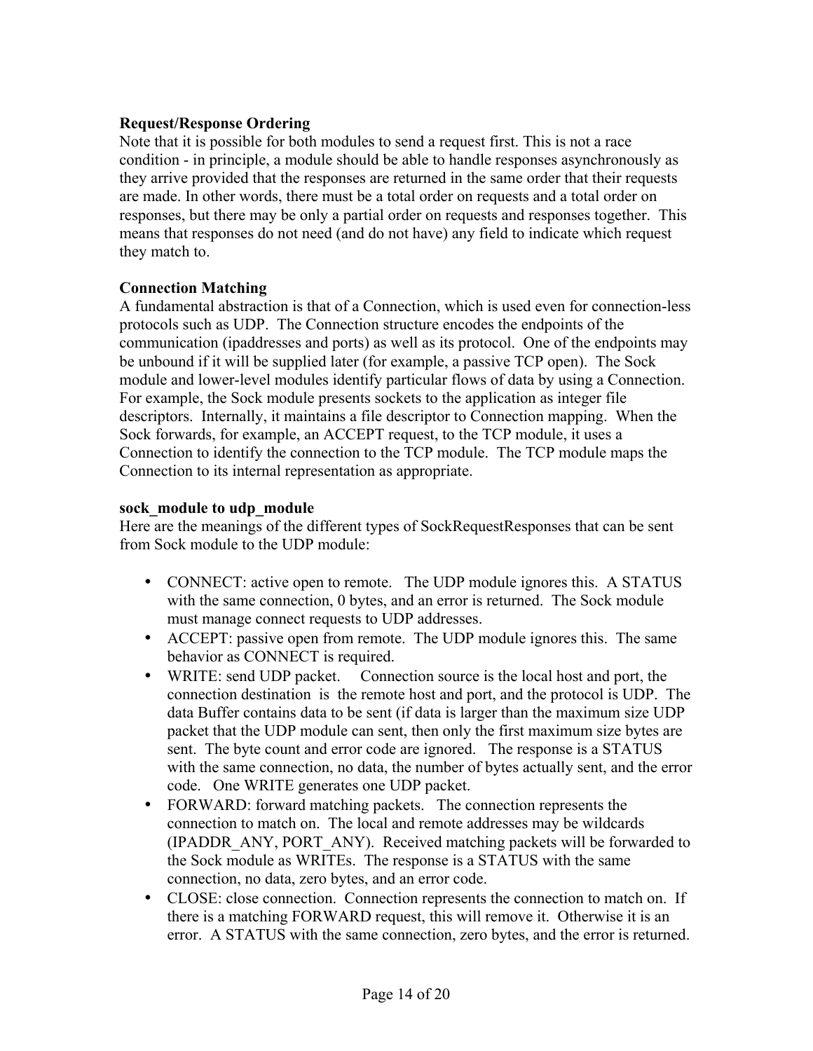**Request/Response Ordering**

Note that it is possible for both modules to send a request first. This is not a race condition - in principle, a module should be able to handle responses asynchronously as they arrive provided that the responses are returned in the same order that their requests are made. In other words, there must be a total order on requests and a total order on responses, but there may be only a partial order on requests and responses together. This means that responses do not need (and do not have) any field to indicate which request they match to.

**Connection Matching**

A fundamental abstraction is that of a Connection, which is used even for connection-less protocols such as UDP. The Connection structure encodes the endpoints of the communication (ipaddresses and ports) as well as its protocol. One of the endpoints may be unbound if it will be supplied later (for example, a passive TCP open). The Sock module and lower-level modules identify particular flows of data by using a Connection. For example, the Sock module presents sockets to the application as integer file descriptors. Internally, it maintains a file descriptor to Connection mapping. When the Sock forwards, for example, an ACCEPT request, to the TCP module, it uses a Connection to identify the connection to the TCP module. The TCP module maps the Connection to its internal representation as appropriate.

**sock_module to udp_module**

Here are the meanings of the different types of SockRequestResponses that can be sent from Sock module to the UDP module:

- CONNECT: active open to remote. The UDP module ignores this. A STATUS with the same connection, 0 bytes, and an error is returned. The Sock module must manage connect requests to UDP addresses.
- ACCEPT: passive open from remote. The UDP module ignores this. The same behavior as CONNECT is required.
- WRITE: send UDP packet. Connection source is the local host and port, the connection destination is the remote host and port, and the protocol is UDP. The data Buffer contains data to be sent (if data is larger than the maximum size UDP packet that the UDP module can sent, then only the first maximum size bytes are sent. The byte count and error code are ignored. The response is a STATUS with the same connection, no data, the number of bytes actually sent, and the error code. One WRITE generates one UDP packet.
- FORWARD: forward matching packets. The connection represents the connection to match on. The local and remote addresses may be wildcards (IPADDR_ANY, PORT_ANY). Received matching packets will be forwarded to the Sock module as WRITEs. The response is a STATUS with the same connection, no data, zero bytes, and an error code.
- CLOSE: close connection. Connection represents the connection to match on. If there is a matching FORWARD request, this will remove it. Otherwise it is an error. A STATUS with the same connection, zero bytes, and the error is returned.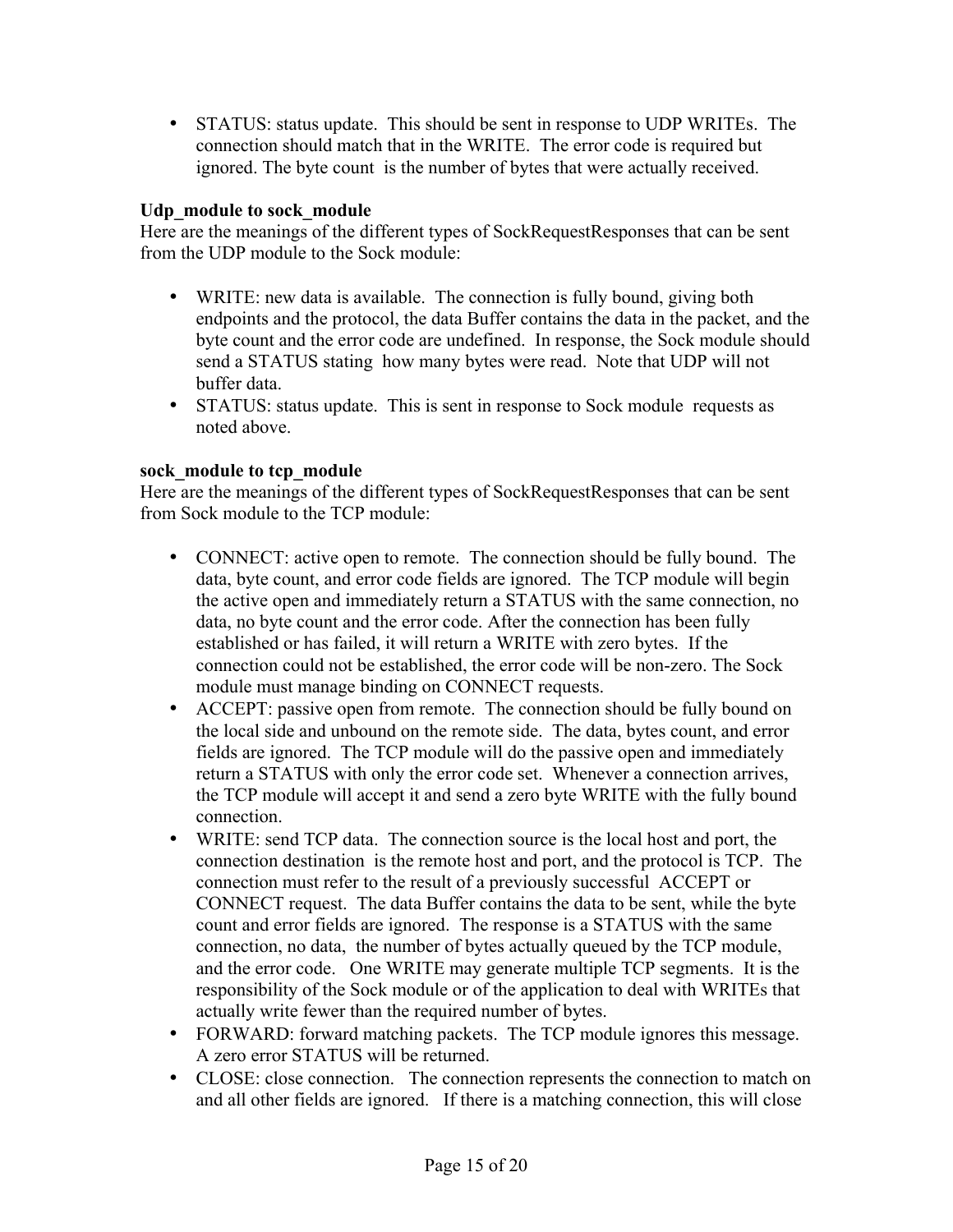- STATUS: status update. This should be sent in response to UDP WRITEs. The connection should match that in the WRITE. The error code is required but ignored. The byte count is the number of bytes that were actually received.

**Udp_module to sock_module**

Here are the meanings of the different types of SockRequestResponses that can be sent from the UDP module to the Sock module:

- WRITE: new data is available. The connection is fully bound, giving both endpoints and the protocol, the data Buffer contains the data in the packet, and the byte count and the error code are undefined. In response, the Sock module should send a STATUS stating how many bytes were read. Note that UDP will not buffer data.
- STATUS: status update. This is sent in response to Sock module requests as noted above.

**sock_module to tcp_module**

Here are the meanings of the different types of SockRequestResponses that can be sent from Sock module to the TCP module:

- CONNECT: active open to remote. The connection should be fully bound. The data, byte count, and error code fields are ignored. The TCP module will begin the active open and immediately return a STATUS with the same connection, no data, no byte count and the error code. After the connection has been fully established or has failed, it will return a WRITE with zero bytes. If the connection could not be established, the error code will be non-zero. The Sock module must manage binding on CONNECT requests.
- ACCEPT: passive open from remote. The connection should be fully bound on the local side and unbound on the remote side. The data, bytes count, and error fields are ignored. The TCP module will do the passive open and immediately return a STATUS with only the error code set. Whenever a connection arrives, the TCP module will accept it and send a zero byte WRITE with the fully bound connection.
- WRITE: send TCP data. The connection source is the local host and port, the connection destination is the remote host and port, and the protocol is TCP. The connection must refer to the result of a previously successful ACCEPT or CONNECT request. The data Buffer contains the data to be sent, while the byte count and error fields are ignored. The response is a STATUS with the same connection, no data, the number of bytes actually queued by the TCP module, and the error code. One WRITE may generate multiple TCP segments. It is the responsibility of the Sock module or of the application to deal with WRITEs that actually write fewer than the required number of bytes.
- FORWARD: forward matching packets. The TCP module ignores this message. A zero error STATUS will be returned.
- CLOSE: close connection. The connection represents the connection to match on and all other fields are ignored. If there is a matching connection, this will close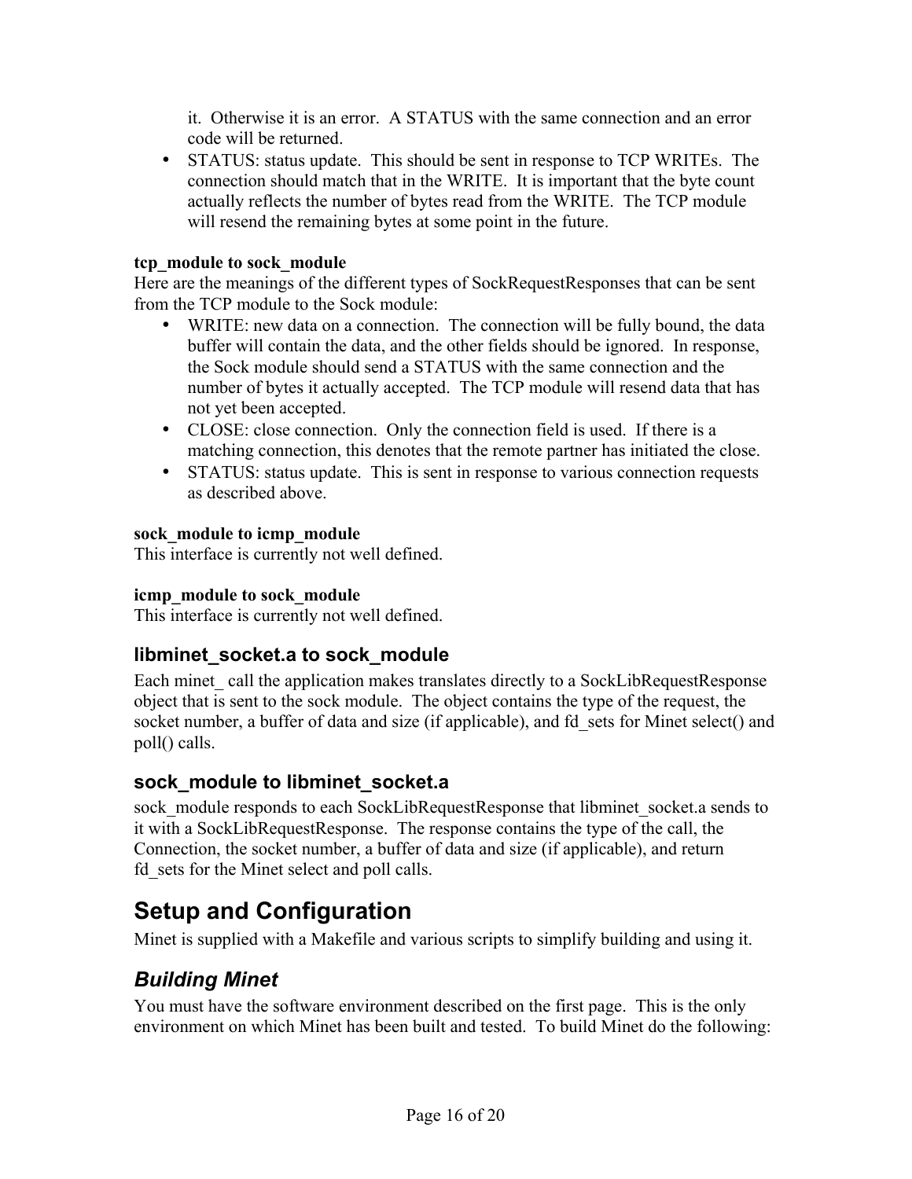it. Otherwise it is an error. A STATUS with the same connection and an error code will be returned.

- STATUS: status update. This should be sent in response to TCP WRITEs. The connection should match that in the WRITE. It is important that the byte count actually reflects the number of bytes read from the WRITE. The TCP module will resend the remaining bytes at some point in the future.

**tcp_module to sock_module**

Here are the meanings of the different types of SockRequestResponses that can be sent from the TCP module to the Sock module:

- WRITE: new data on a connection. The connection will be fully bound, the data buffer will contain the data, and the other fields should be ignored. In response, the Sock module should send a STATUS with the same connection and the number of bytes it actually accepted. The TCP module will resend data that has not yet been accepted.
- CLOSE: close connection. Only the connection field is used. If there is a matching connection, this denotes that the remote partner has initiated the close.
- STATUS: status update. This is sent in response to various connection requests as described above.

**sock_module to icmp_module**

This interface is currently not well defined.

**icmp_module to sock_module**

This interface is currently not well defined.

### libminet_socket.a to sock_module

Each minet_ call the application makes translates directly to a SockLibRequestResponse object that is sent to the sock module. The object contains the type of the request, the socket number, a buffer of data and size (if applicable), and fd_sets for Minet select() and poll() calls.

### sock_module to libminet_socket.a

sock_module responds to each SockLibRequestResponse that libminet_socket.a sends to it with a SockLibRequestResponse. The response contains the type of the call, the Connection, the socket number, a buffer of data and size (if applicable), and return fd_sets for the Minet select and poll calls.

# Setup and Configuration

Minet is supplied with a Makefile and various scripts to simplify building and using it.

## *Building Minet*

You must have the software environment described on the first page. This is the only environment on which Minet has been built and tested. To build Minet do the following: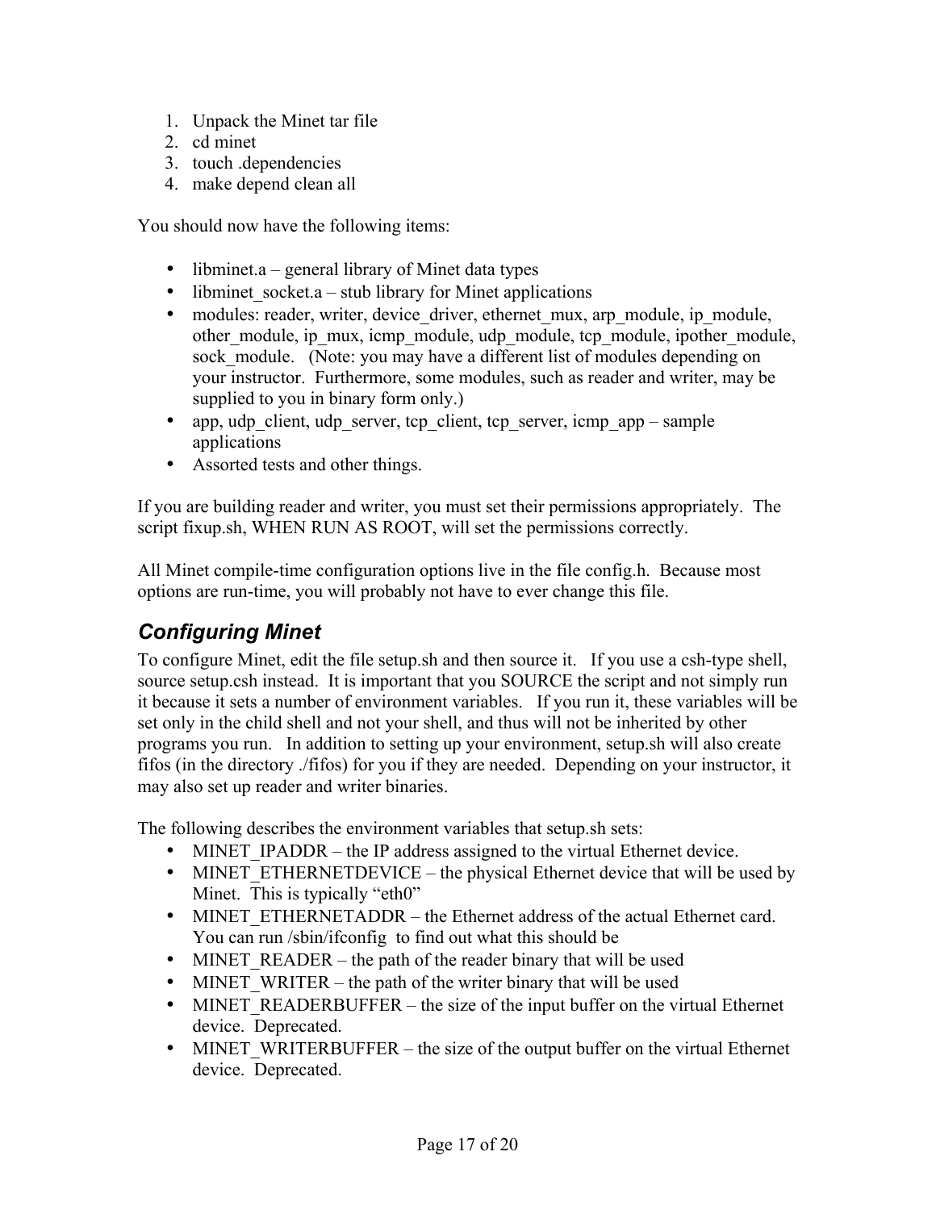1. Unpack the Minet tar file
2. cd minet
3. touch .dependencies
4. make depend clean all

You should now have the following items:

- libminet.a – general library of Minet data types
- libminet_socket.a – stub library for Minet applications
- modules: reader, writer, device_driver, ethernet_mux, arp_module, ip_module, other_module, ip_mux, icmp_module, udp_module, tcp_module, ipother_module, sock_module. (Note: you may have a different list of modules depending on your instructor. Furthermore, some modules, such as reader and writer, may be supplied to you in binary form only.)
- app, udp_client, udp_server, tcp_client, tcp_server, icmp_app – sample applications
- Assorted tests and other things.

If you are building reader and writer, you must set their permissions appropriately. The script fixup.sh, WHEN RUN AS ROOT, will set the permissions correctly.

All Minet compile-time configuration options live in the file config.h. Because most options are run-time, you will probably not have to ever change this file.

## *Configuring Minet*

To configure Minet, edit the file setup.sh and then source it. If you use a csh-type shell, source setup.csh instead. It is important that you SOURCE the script and not simply run it because it sets a number of environment variables. If you run it, these variables will be set only in the child shell and not your shell, and thus will not be inherited by other programs you run. In addition to setting up your environment, setup.sh will also create fifos (in the directory ./fifos) for you if they are needed. Depending on your instructor, it may also set up reader and writer binaries.

The following describes the environment variables that setup.sh sets:

- MINET_IPADDR – the IP address assigned to the virtual Ethernet device.
- MINET_ETHERNETDEVICE – the physical Ethernet device that will be used by Minet. This is typically "eth0"
- MINET_ETHERNETADDR – the Ethernet address of the actual Ethernet card. You can run /sbin/ifconfig to find out what this should be
- MINET_READER – the path of the reader binary that will be used
- MINET_WRITER – the path of the writer binary that will be used
- MINET_READERBUFFER – the size of the input buffer on the virtual Ethernet device. Deprecated.
- MINET_WRITERBUFFER – the size of the output buffer on the virtual Ethernet device. Deprecated.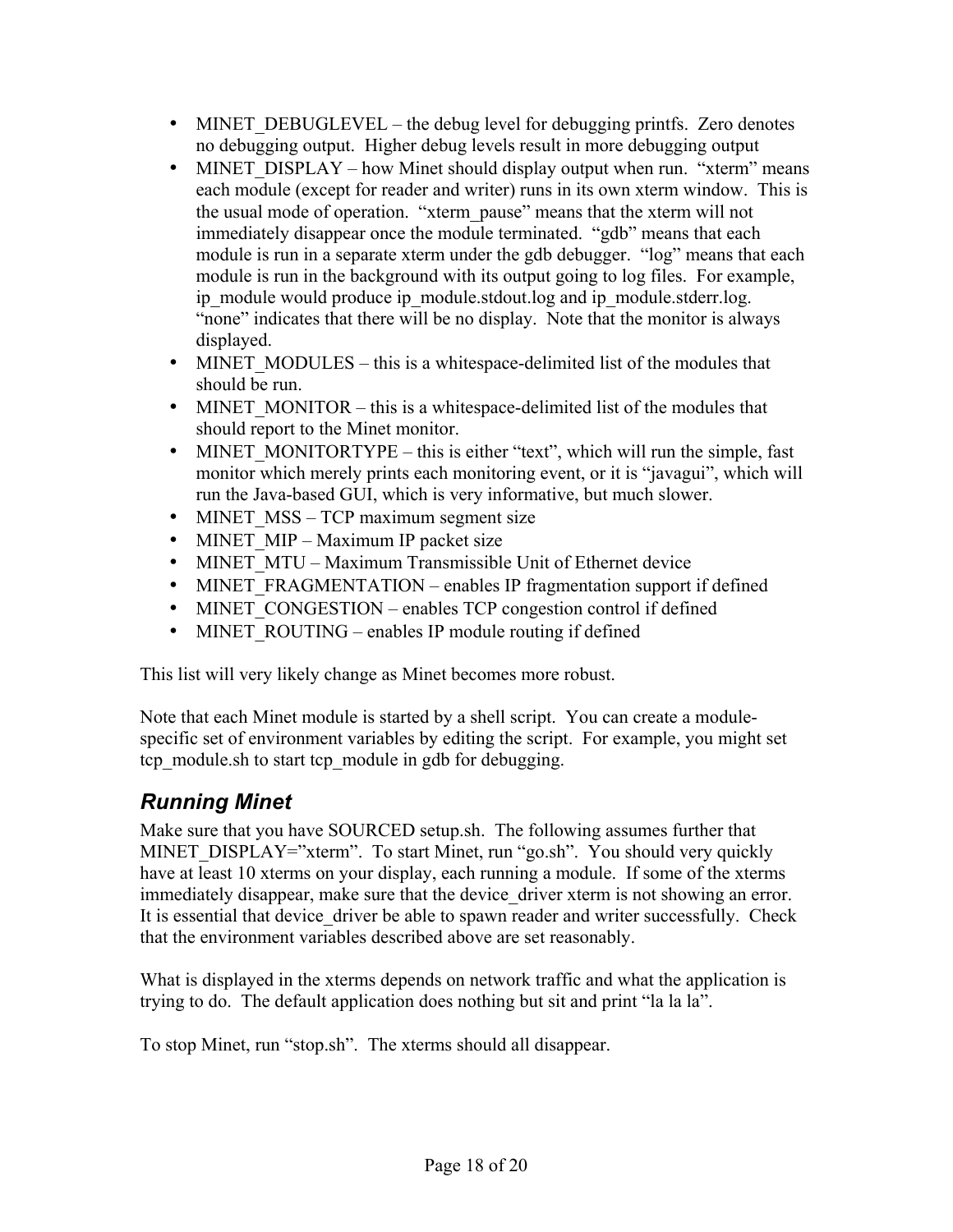- MINET_DEBUGLEVEL – the debug level for debugging printfs. Zero denotes no debugging output. Higher debug levels result in more debugging output
- MINET_DISPLAY – how Minet should display output when run. "xterm" means each module (except for reader and writer) runs in its own xterm window. This is the usual mode of operation. "xterm_pause" means that the xterm will not immediately disappear once the module terminated. "gdb" means that each module is run in a separate xterm under the gdb debugger. "log" means that each module is run in the background with its output going to log files. For example, ip_module would produce ip_module.stdout.log and ip_module.stderr.log. "none" indicates that there will be no display. Note that the monitor is always displayed.
- MINET_MODULES – this is a whitespace-delimited list of the modules that should be run.
- MINET_MONITOR – this is a whitespace-delimited list of the modules that should report to the Minet monitor.
- MINET_MONITORTYPE – this is either "text", which will run the simple, fast monitor which merely prints each monitoring event, or it is "javagui", which will run the Java-based GUI, which is very informative, but much slower.
- MINET_MSS – TCP maximum segment size
- MINET_MIP – Maximum IP packet size
- MINET_MTU – Maximum Transmissible Unit of Ethernet device
- MINET_FRAGMENTATION – enables IP fragmentation support if defined
- MINET_CONGESTION – enables TCP congestion control if defined
- MINET_ROUTING – enables IP module routing if defined

This list will very likely change as Minet becomes more robust.

Note that each Minet module is started by a shell script. You can create a module-specific set of environment variables by editing the script. For example, you might set tcp_module.sh to start tcp_module in gdb for debugging.

## *Running Minet*

Make sure that you have SOURCED setup.sh. The following assumes further that MINET_DISPLAY="xterm". To start Minet, run "go.sh". You should very quickly have at least 10 xterms on your display, each running a module. If some of the xterms immediately disappear, make sure that the device_driver xterm is not showing an error. It is essential that device_driver be able to spawn reader and writer successfully. Check that the environment variables described above are set reasonably.

What is displayed in the xterms depends on network traffic and what the application is trying to do. The default application does nothing but sit and print "la la la".

To stop Minet, run "stop.sh". The xterms should all disappear.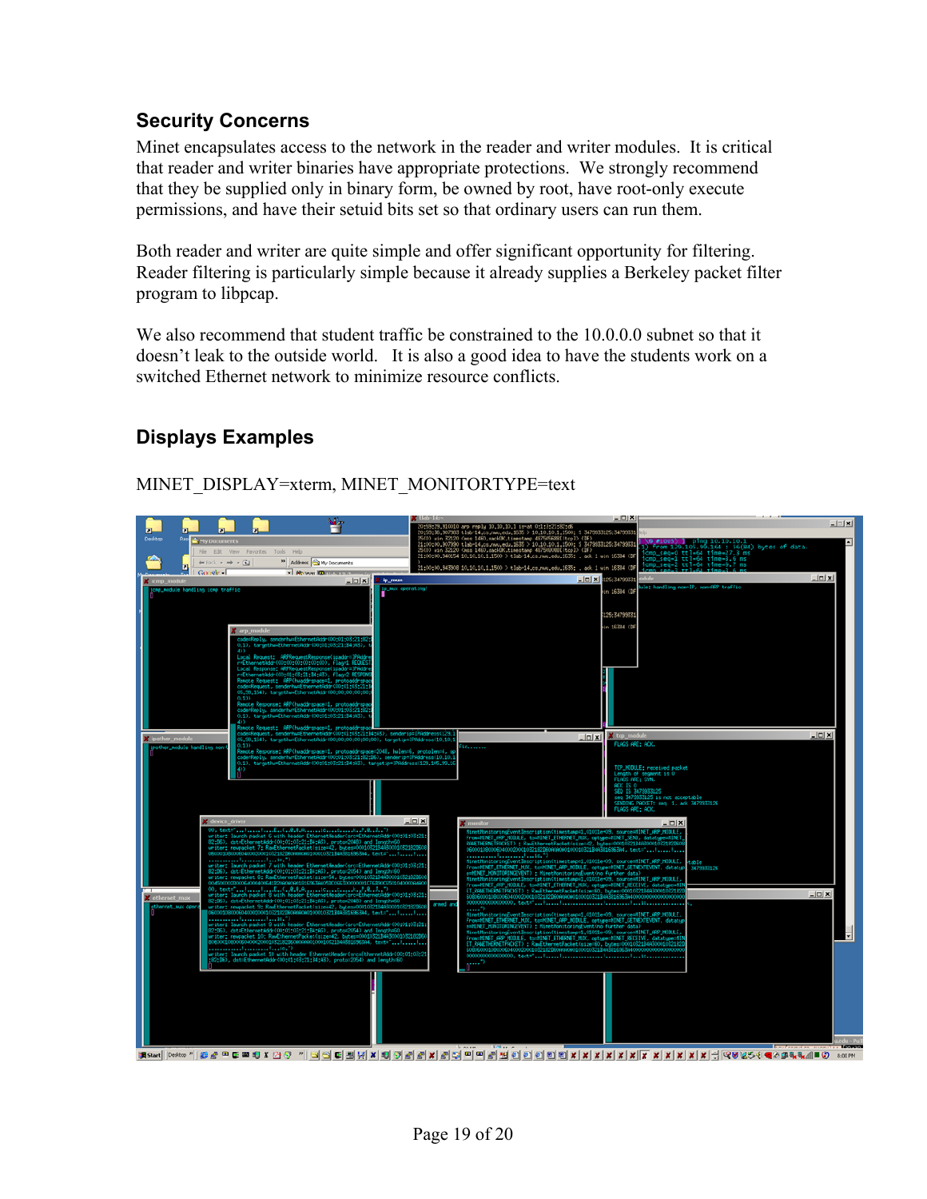## Security Concerns

Minet encapsulates access to the network in the reader and writer modules. It is critical that reader and writer binaries have appropriate protections. We strongly recommend that they be supplied only in binary form, be owned by root, have root-only execute permissions, and have their setuid bits set so that ordinary users can run them.

Both reader and writer are quite simple and offer significant opportunity for filtering. Reader filtering is particularly simple because it already supplies a Berkeley packet filter program to libpcap.

We also recommend that student traffic be constrained to the 10.0.0.0 subnet so that it doesn't leak to the outside world. It is also a good idea to have the students work on a switched Ethernet network to minimize resource conflicts.

## Displays Examples

MINET_DISPLAY=xterm, MINET_MONITORTYPE=text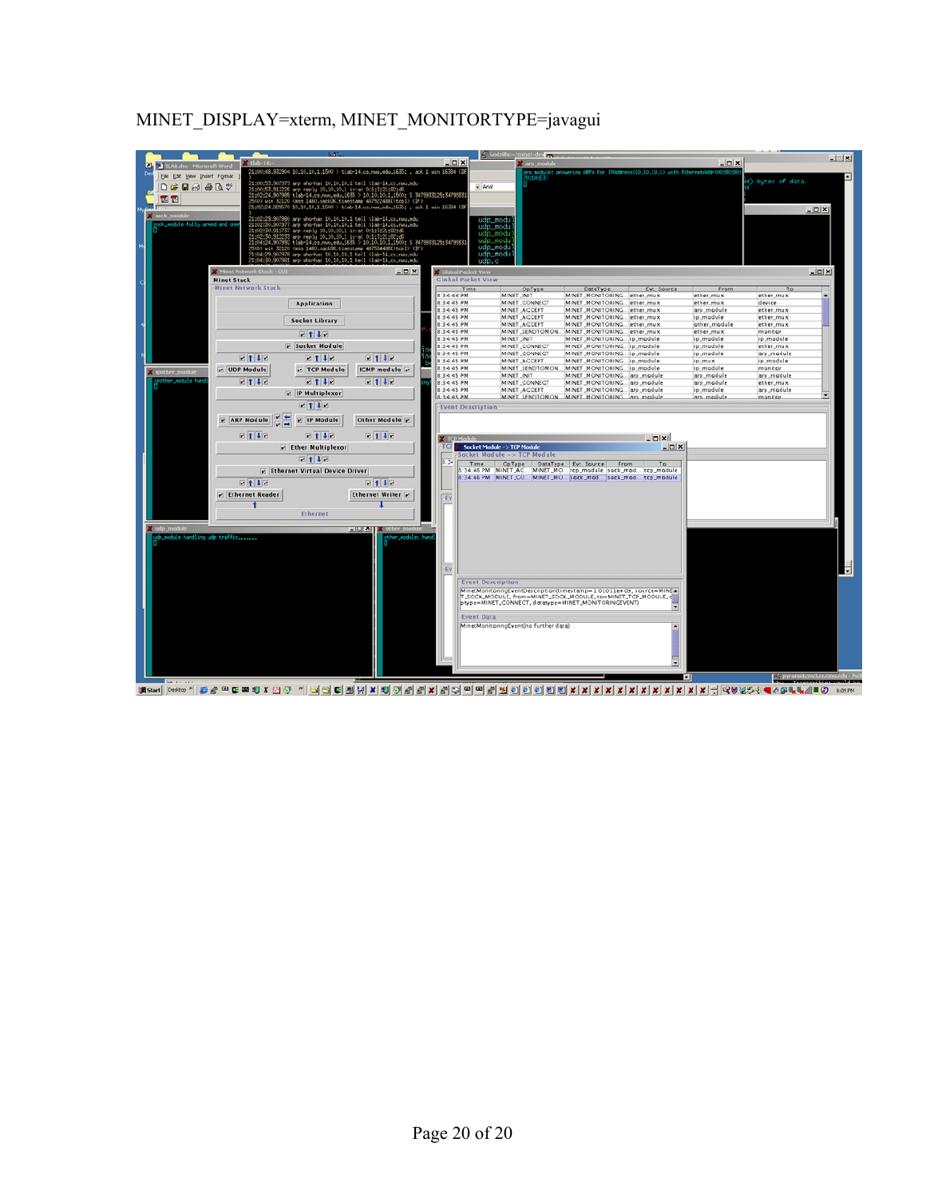MINET_DISPLAY=xterm, MINET_MONITORTYPE=javagui